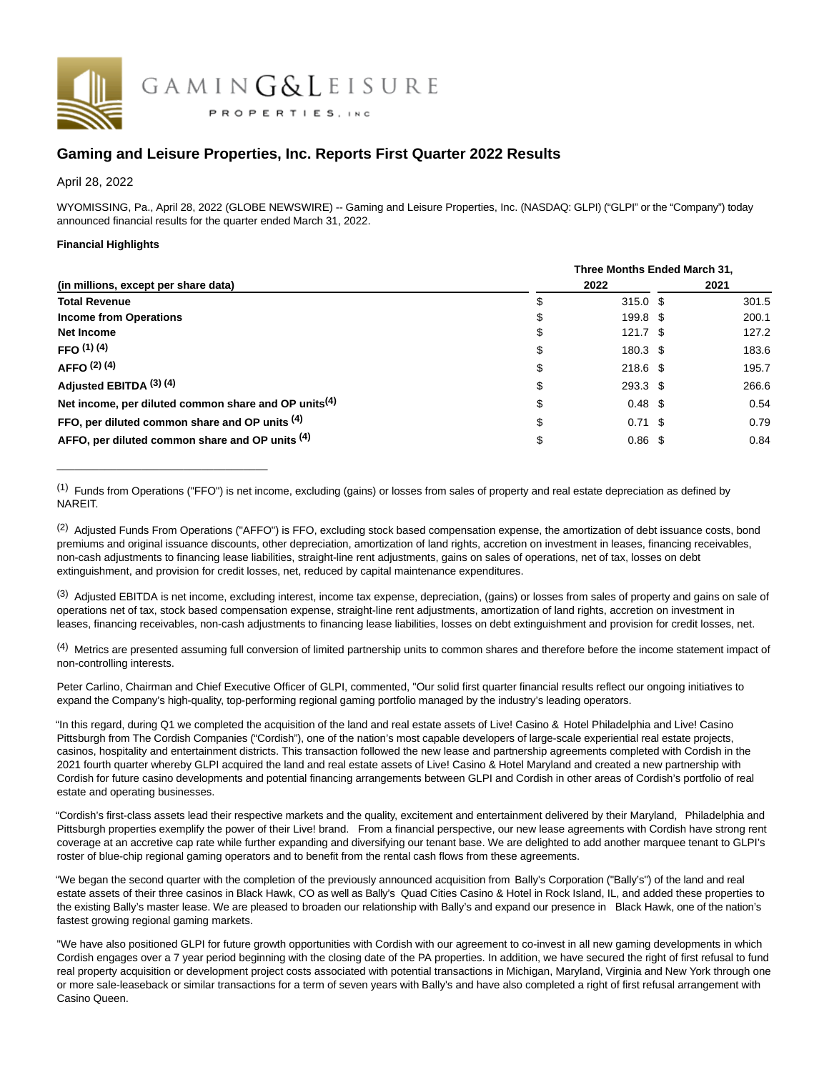# Gaming and Leisure Properties, Inc. Reports First Quarter 2022 Results

April 28, 2022

WYOMISSING, Pa., April 28, 2022 (GLOBE NEWSWIRE) -- Gaming and Leisure Properties, Inc. (NASDAQ: GLPI) ("GLPI" or the "Company") today announced financial results for the quarter ended March 31, 2022.

**Financial Highlights**

| (in millions, except per share data) | Three Months Ended March 31, 2022 | 2021 |
|---|---|---|
| **Total Revenue** | $ 315.0 | $ 301.5 |
| **Income from Operations** | $ 199.8 | $ 200.1 |
| **Net Income** | $ 121.7 | $ 127.2 |
| **FFO** [1] [4] | $ 180.3 | $ 183.6 |
| **AFFO** [2] [4] | $ 218.6 | $ 195.7 |
| **Adjusted EBITDA** [3] [4] | $ 293.3 | $ 266.6 |
| **Net income, per diluted common share and OP units**[4] | $ 0.48 | $ 0.54 |
| **FFO, per diluted common share and OP units** [4] | $ 0.71 | $ 0.79 |
| **AFFO, per diluted common share and OP units** [4] | $ 0.86 | $ 0.84 |

---

[1] Funds from Operations ("FFO") is net income, excluding (gains) or losses from sales of property and real estate depreciation as defined by NAREIT.

[2] Adjusted Funds From Operations ("AFFO") is FFO, excluding stock based compensation expense, the amortization of debt issuance costs, bond premiums and original issuance discounts, other depreciation, amortization of land rights, accretion on investment in leases, financing receivables, non-cash adjustments to financing lease liabilities, straight-line rent adjustments, gains on sales of operations, net of tax, losses on debt extinguishment, and provision for credit losses, net, reduced by capital maintenance expenditures.

[3] Adjusted EBITDA is net income, excluding interest, income tax expense, depreciation, (gains) or losses from sales of property and gains on sale of operations net of tax, stock based compensation expense, straight-line rent adjustments, amortization of land rights, accretion on investment in leases, financing receivables, non-cash adjustments to financing lease liabilities, losses on debt extinguishment and provision for credit losses, net.

[4] Metrics are presented assuming full conversion of limited partnership units to common shares and therefore before the income statement impact of non-controlling interests.

Peter Carlino, Chairman and Chief Executive Officer of GLPI, commented, "Our solid first quarter financial results reflect our ongoing initiatives to expand the Company's high-quality, top-performing regional gaming portfolio managed by the industry's leading operators.

"In this regard, during Q1 we completed the acquisition of the land and real estate assets of Live! Casino & Hotel Philadelphia and Live! Casino Pittsburgh from The Cordish Companies ("Cordish"), one of the nation's most capable developers of large-scale experiential real estate projects, casinos, hospitality and entertainment districts. This transaction followed the new lease and partnership agreements completed with Cordish in the 2021 fourth quarter whereby GLPI acquired the land and real estate assets of Live! Casino & Hotel Maryland and created a new partnership with Cordish for future casino developments and potential financing arrangements between GLPI and Cordish in other areas of Cordish's portfolio of real estate and operating businesses.

"Cordish's first-class assets lead their respective markets and the quality, excitement and entertainment delivered by their Maryland, Philadelphia and Pittsburgh properties exemplify the power of their Live! brand. From a financial perspective, our new lease agreements with Cordish have strong rent coverage at an accretive cap rate while further expanding and diversifying our tenant base. We are delighted to add another marquee tenant to GLPI's roster of blue-chip regional gaming operators and to benefit from the rental cash flows from these agreements.

"We began the second quarter with the completion of the previously announced acquisition from Bally's Corporation ("Bally's") of the land and real estate assets of their three casinos in Black Hawk, CO as well as Bally's Quad Cities Casino & Hotel in Rock Island, IL, and added these properties to the existing Bally's master lease. We are pleased to broaden our relationship with Bally's and expand our presence in Black Hawk, one of the nation's fastest growing regional gaming markets.

"We have also positioned GLPI for future growth opportunities with Cordish with our agreement to co-invest in all new gaming developments in which Cordish engages over a 7 year period beginning with the closing date of the PA properties. In addition, we have secured the right of first refusal to fund real property acquisition or development project costs associated with potential transactions in Michigan, Maryland, Virginia and New York through one or more sale-leaseback or similar transactions for a term of seven years with Bally's and have also completed a right of first refusal arrangement with Casino Queen.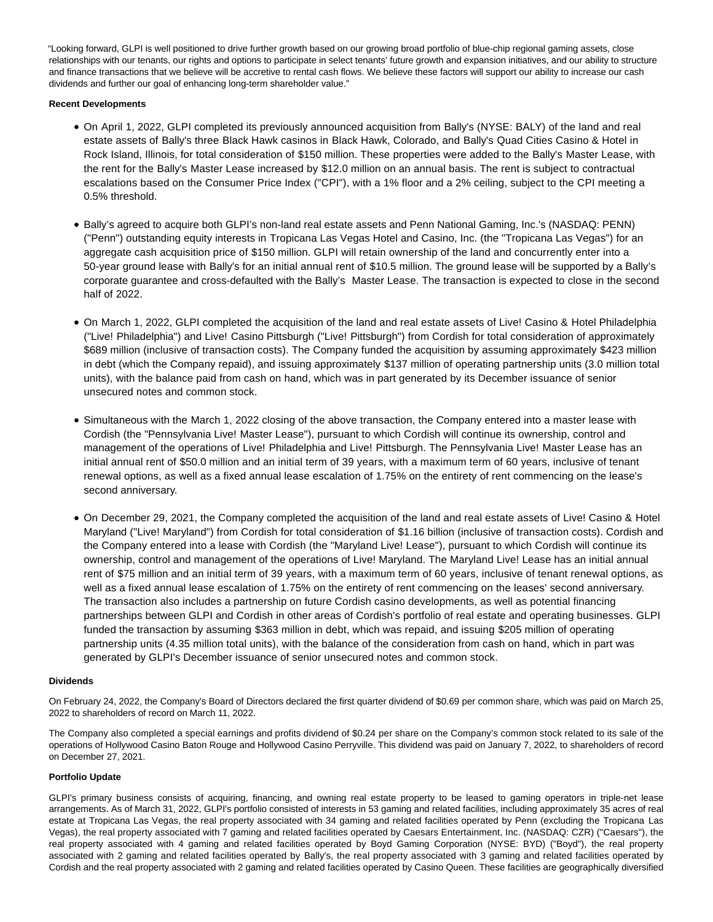"Looking forward, GLPI is well positioned to drive further growth based on our growing broad portfolio of blue-chip regional gaming assets, close relationships with our tenants, our rights and options to participate in select tenants' future growth and expansion initiatives, and our ability to structure and finance transactions that we believe will be accretive to rental cash flows. We believe these factors will support our ability to increase our cash dividends and further our goal of enhancing long-term shareholder value."

**Recent Developments**

- On April 1, 2022, GLPI completed its previously announced acquisition from Bally's (NYSE: BALY) of the land and real estate assets of Bally's three Black Hawk casinos in Black Hawk, Colorado, and Bally's Quad Cities Casino & Hotel in Rock Island, Illinois, for total consideration of $150 million. These properties were added to the Bally's Master Lease, with the rent for the Bally's Master Lease increased by $12.0 million on an annual basis. The rent is subject to contractual escalations based on the Consumer Price Index ("CPI"), with a 1% floor and a 2% ceiling, subject to the CPI meeting a 0.5% threshold.
- Bally's agreed to acquire both GLPI's non-land real estate assets and Penn National Gaming, Inc.'s (NASDAQ: PENN) ("Penn") outstanding equity interests in Tropicana Las Vegas Hotel and Casino, Inc. (the "Tropicana Las Vegas") for an aggregate cash acquisition price of $150 million. GLPI will retain ownership of the land and concurrently enter into a 50-year ground lease with Bally's for an initial annual rent of $10.5 million. The ground lease will be supported by a Bally's corporate guarantee and cross-defaulted with the Bally's Master Lease. The transaction is expected to close in the second half of 2022.
- On March 1, 2022, GLPI completed the acquisition of the land and real estate assets of Live! Casino & Hotel Philadelphia ("Live! Philadelphia") and Live! Casino Pittsburgh ("Live! Pittsburgh") from Cordish for total consideration of approximately $689 million (inclusive of transaction costs). The Company funded the acquisition by assuming approximately $423 million in debt (which the Company repaid), and issuing approximately $137 million of operating partnership units (3.0 million total units), with the balance paid from cash on hand, which was in part generated by its December issuance of senior unsecured notes and common stock.
- Simultaneous with the March 1, 2022 closing of the above transaction, the Company entered into a master lease with Cordish (the "Pennsylvania Live! Master Lease"), pursuant to which Cordish will continue its ownership, control and management of the operations of Live! Philadelphia and Live! Pittsburgh. The Pennsylvania Live! Master Lease has an initial annual rent of $50.0 million and an initial term of 39 years, with a maximum term of 60 years, inclusive of tenant renewal options, as well as a fixed annual lease escalation of 1.75% on the entirety of rent commencing on the lease's second anniversary.
- On December 29, 2021, the Company completed the acquisition of the land and real estate assets of Live! Casino & Hotel Maryland ("Live! Maryland") from Cordish for total consideration of $1.16 billion (inclusive of transaction costs). Cordish and the Company entered into a lease with Cordish (the "Maryland Live! Lease"), pursuant to which Cordish will continue its ownership, control and management of the operations of Live! Maryland. The Maryland Live! Lease has an initial annual rent of $75 million and an initial term of 39 years, with a maximum term of 60 years, inclusive of tenant renewal options, as well as a fixed annual lease escalation of 1.75% on the entirety of rent commencing on the leases' second anniversary. The transaction also includes a partnership on future Cordish casino developments, as well as potential financing partnerships between GLPI and Cordish in other areas of Cordish's portfolio of real estate and operating businesses. GLPI funded the transaction by assuming $363 million in debt, which was repaid, and issuing $205 million of operating partnership units (4.35 million total units), with the balance of the consideration from cash on hand, which in part was generated by GLPI's December issuance of senior unsecured notes and common stock.

**Dividends**

On February 24, 2022, the Company's Board of Directors declared the first quarter dividend of $0.69 per common share, which was paid on March 25, 2022 to shareholders of record on March 11, 2022.

The Company also completed a special earnings and profits dividend of $0.24 per share on the Company's common stock related to its sale of the operations of Hollywood Casino Baton Rouge and Hollywood Casino Perryville. This dividend was paid on January 7, 2022, to shareholders of record on December 27, 2021.

**Portfolio Update**

GLPI's primary business consists of acquiring, financing, and owning real estate property to be leased to gaming operators in triple-net lease arrangements. As of March 31, 2022, GLPI's portfolio consisted of interests in 53 gaming and related facilities, including approximately 35 acres of real estate at Tropicana Las Vegas, the real property associated with 34 gaming and related facilities operated by Penn (excluding the Tropicana Las Vegas), the real property associated with 7 gaming and related facilities operated by Caesars Entertainment, Inc. (NASDAQ: CZR) ("Caesars"), the real property associated with 4 gaming and related facilities operated by Boyd Gaming Corporation (NYSE: BYD) ("Boyd"), the real property associated with 2 gaming and related facilities operated by Bally's, the real property associated with 3 gaming and related facilities operated by Cordish and the real property associated with 2 gaming and related facilities operated by Casino Queen. These facilities are geographically diversified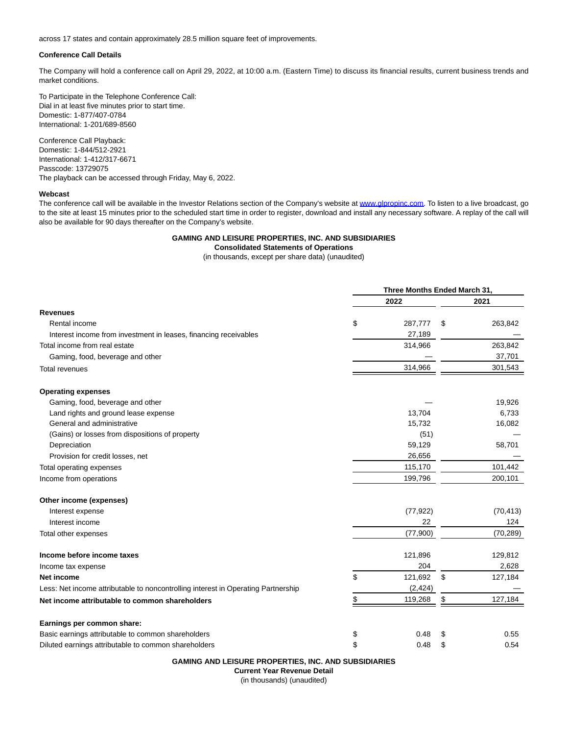across 17 states and contain approximately 28.5 million square feet of improvements.

**Conference Call Details**

The Company will hold a conference call on April 29, 2022, at 10:00 a.m. (Eastern Time) to discuss its financial results, current business trends and market conditions.

To Participate in the Telephone Conference Call:
Dial in at least five minutes prior to start time.
Domestic: 1-877/407-0784
International: 1-201/689-8560

Conference Call Playback:
Domestic: 1-844/512-2921
International: 1-412/317-6671
Passcode: 13729075
The playback can be accessed through Friday, May 6, 2022.

**Webcast**
The conference call will be available in the Investor Relations section of the Company's website at www.glpropinc.com. To listen to a live broadcast, go to the site at least 15 minutes prior to the scheduled start time in order to register, download and install any necessary software. A replay of the call will also be available for 90 days thereafter on the Company's website.

**GAMING AND LEISURE PROPERTIES, INC. AND SUBSIDIARIES**
**Consolidated Statements of Operations**
(in thousands, except per share data) (unaudited)

| | Three Months Ended March 31, | |
|---|---|---|
| | 2022 | 2021 |
| **Revenues** | | |
| Rental income | $ 287,777 | $ 263,842 |
| Interest income from investment in leases, financing receivables | 27,189 | — |
| Total income from real estate | 314,966 | 263,842 |
| Gaming, food, beverage and other | — | 37,701 |
| Total revenues | 314,966 | 301,543 |
| **Operating expenses** | | |
| Gaming, food, beverage and other | — | 19,926 |
| Land rights and ground lease expense | 13,704 | 6,733 |
| General and administrative | 15,732 | 16,082 |
| (Gains) or losses from dispositions of property | (51) | — |
| Depreciation | 59,129 | 58,701 |
| Provision for credit losses, net | 26,656 | — |
| Total operating expenses | 115,170 | 101,442 |
| Income from operations | 199,796 | 200,101 |
| **Other income (expenses)** | | |
| Interest expense | (77,922) | (70,413) |
| Interest income | 22 | 124 |
| Total other expenses | (77,900) | (70,289) |
| **Income before income taxes** | 121,896 | 129,812 |
| Income tax expense | 204 | 2,628 |
| **Net income** | $ 121,692 | $ 127,184 |
| Less: Net income attributable to noncontrolling interest in Operating Partnership | (2,424) | — |
| **Net income attributable to common shareholders** | $ 119,268 | $ 127,184 |
| **Earnings per common share:** | | |
| Basic earnings attributable to common shareholders | $ 0.48 | $ 0.55 |
| Diluted earnings attributable to common shareholders | $ 0.48 | $ 0.54 |

**GAMING AND LEISURE PROPERTIES, INC. AND SUBSIDIARIES**
**Current Year Revenue Detail**
(in thousands) (unaudited)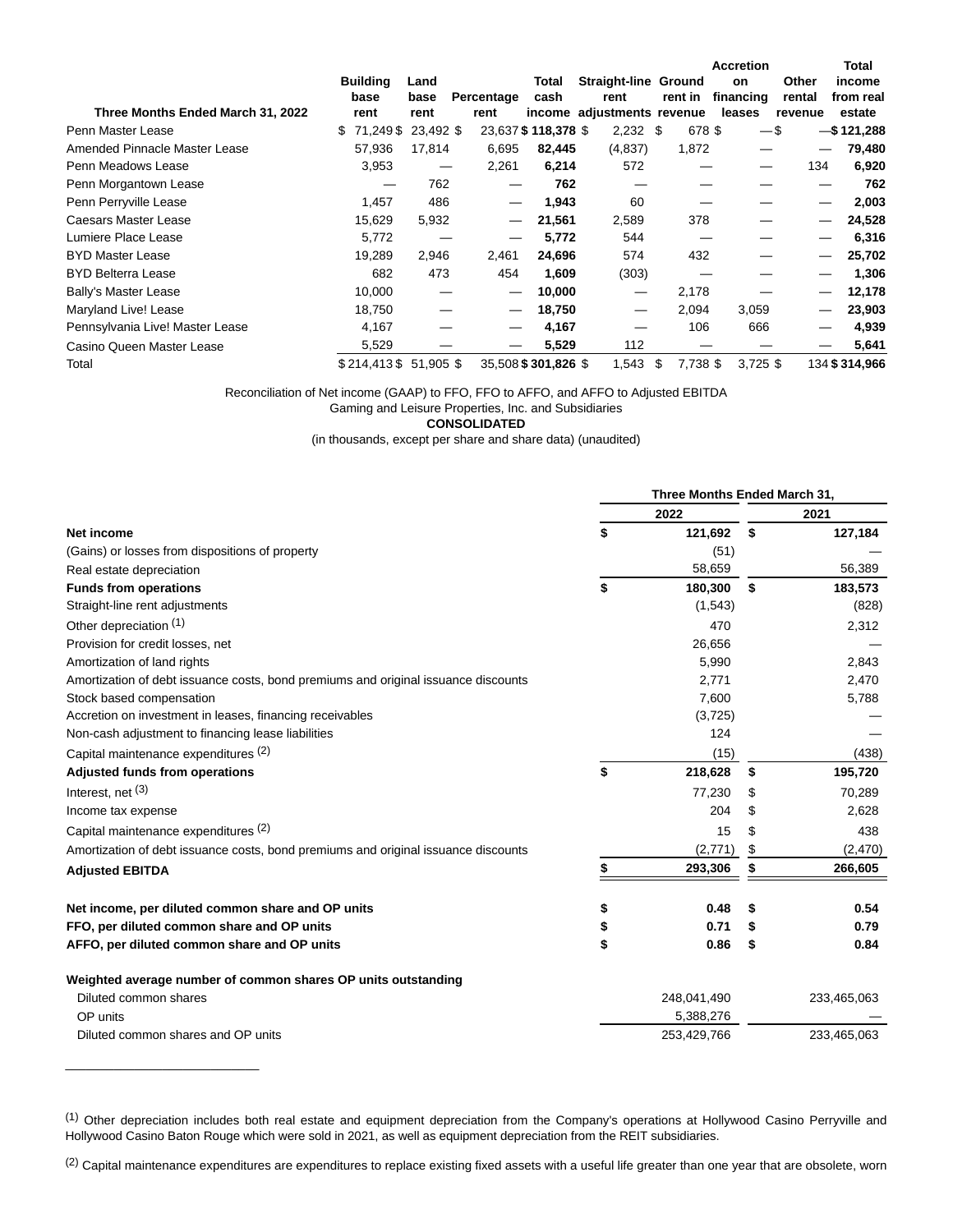| Three Months Ended March 31, 2022 | Building base rent | Land base rent | Percentage rent | Total cash income | Straight-line rent adjustments | Ground rent in revenue | Accretion on financing leases | Other rental revenue | Total income from real estate |
|---|---|---|---|---|---|---|---|---|---|
| Penn Master Lease | $ 71,249 | $ 23,492 | $ 23,637 | **$ 118,378** | $ 2,232 | $ 678 | $ — | $ — | **$ 121,288** |
| Amended Pinnacle Master Lease | 57,936 | 17,814 | 6,695 | **82,445** | (4,837) | 1,872 | — | — | **79,480** |
| Penn Meadows Lease | 3,953 | — | 2,261 | **6,214** | 572 | — | — | 134 | **6,920** |
| Penn Morgantown Lease | — | 762 | — | **762** | — | — | — | — | **762** |
| Penn Perryville Lease | 1,457 | 486 | — | **1,943** | 60 | — | — | — | **2,003** |
| Caesars Master Lease | 15,629 | 5,932 | — | **21,561** | 2,589 | 378 | — | — | **24,528** |
| Lumiere Place Lease | 5,772 | — | — | **5,772** | 544 | — | — | — | **6,316** |
| BYD Master Lease | 19,289 | 2,946 | 2,461 | **24,696** | 574 | 432 | — | — | **25,702** |
| BYD Belterra Lease | 682 | 473 | 454 | **1,609** | (303) | — | — | — | **1,306** |
| Bally's Master Lease | 10,000 | — | — | **10,000** | — | 2,178 | — | — | **12,178** |
| Maryland Live! Lease | 18,750 | — | — | **18,750** | — | 2,094 | 3,059 | — | **23,903** |
| Pennsylvania Live! Master Lease | 4,167 | — | — | **4,167** | — | 106 | 666 | — | **4,939** |
| Casino Queen Master Lease | 5,529 | — | — | **5,529** | 112 | — | — | — | **5,641** |
| Total | $ 214,413 | $ 51,905 | $ 35,508 | **$ 301,826** | $ 1,543 | $ 7,738 | $ 3,725 | $ 134 | **$ 314,966** |

Reconciliation of Net income (GAAP) to FFO, FFO to AFFO, and AFFO to Adjusted EBITDA

Gaming and Leisure Properties, Inc. and Subsidiaries

**CONSOLIDATED**

(in thousands, except per share and share data) (unaudited)

| | Three Months Ended March 31, | |
|---|---|---|
| | 2022 | 2021 |
| **Net income** | $ 121,692 | $ 127,184 |
| (Gains) or losses from dispositions of property | (51) | — |
| Real estate depreciation | 58,659 | 56,389 |
| **Funds from operations** | $ 180,300 | $ 183,573 |
| Straight-line rent adjustments | (1,543) | (828) |
| Other depreciation [1] | 470 | 2,312 |
| Provision for credit losses, net | 26,656 | — |
| Amortization of land rights | 5,990 | 2,843 |
| Amortization of debt issuance costs, bond premiums and original issuance discounts | 2,771 | 2,470 |
| Stock based compensation | 7,600 | 5,788 |
| Accretion on investment in leases, financing receivables | (3,725) | — |
| Non-cash adjustment to financing lease liabilities | 124 | — |
| Capital maintenance expenditures [2] | (15) | (438) |
| **Adjusted funds from operations** | $ 218,628 | $ 195,720 |
| Interest, net [3] | 77,230 | $ 70,289 |
| Income tax expense | 204 | $ 2,628 |
| Capital maintenance expenditures [2] | 15 | $ 438 |
| Amortization of debt issuance costs, bond premiums and original issuance discounts | (2,771) | $ (2,470) |
| **Adjusted EBITDA** | $ 293,306 | $ 266,605 |
| | | |
| **Net income, per diluted common share and OP units** | $ 0.48 | $ 0.54 |
| **FFO, per diluted common share and OP units** | $ 0.71 | $ 0.79 |
| **AFFO, per diluted common share and OP units** | $ 0.86 | $ 0.84 |
| | | |
| **Weighted average number of common shares OP units outstanding** | | |
| Diluted common shares | 248,041,490 | 233,465,063 |
| OP units | 5,388,276 | — |
| Diluted common shares and OP units | 253,429,766 | 233,465,063 |

[1] Other depreciation includes both real estate and equipment depreciation from the Company's operations at Hollywood Casino Perryville and Hollywood Casino Baton Rouge which were sold in 2021, as well as equipment depreciation from the REIT subsidiaries.

[2] Capital maintenance expenditures are expenditures to replace existing fixed assets with a useful life greater than one year that are obsolete, worn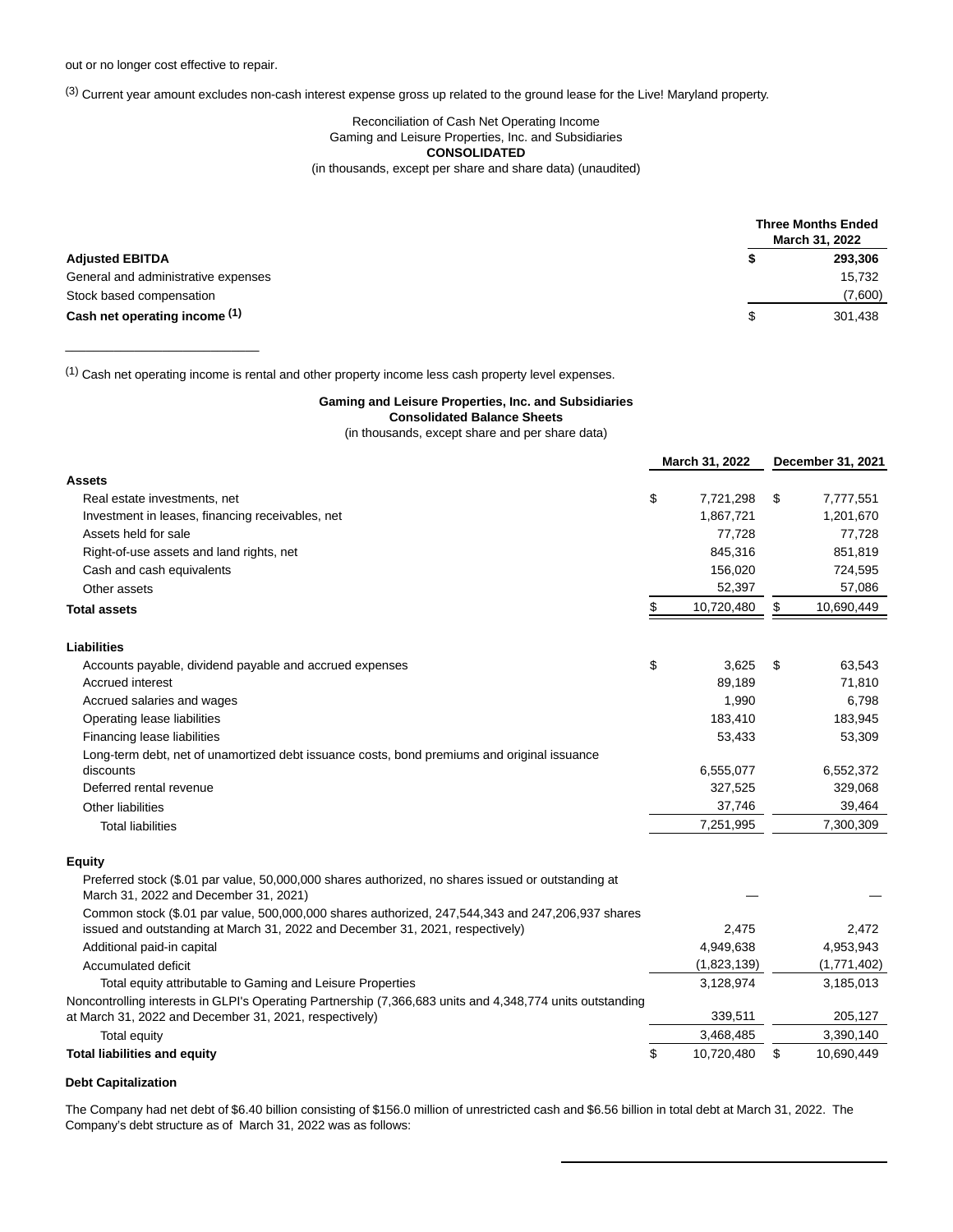out or no longer cost effective to repair.

[3] Current year amount excludes non-cash interest expense gross up related to the ground lease for the Live! Maryland property.

Reconciliation of Cash Net Operating Income
Gaming and Leisure Properties, Inc. and Subsidiaries
**CONSOLIDATED**
(in thousands, except per share and share data) (unaudited)

| | Three Months Ended March 31, 2022 |
|---|---|
| **Adjusted EBITDA** | **$ 293,306** |
| General and administrative expenses | 15,732 |
| Stock based compensation | (7,600) |
| **Cash net operating income [1]** | $ 301,438 |

[1] Cash net operating income is rental and other property income less cash property level expenses.

**Gaming and Leisure Properties, Inc. and Subsidiaries**
**Consolidated Balance Sheets**
(in thousands, except share and per share data)

| | March 31, 2022 | December 31, 2021 |
|---|---|---|
| **Assets** | | |
| Real estate investments, net | $ 7,721,298 | $ 7,777,551 |
| Investment in leases, financing receivables, net | 1,867,721 | 1,201,670 |
| Assets held for sale | 77,728 | 77,728 |
| Right-of-use assets and land rights, net | 845,316 | 851,819 |
| Cash and cash equivalents | 156,020 | 724,595 |
| Other assets | 52,397 | 57,086 |
| **Total assets** | $ 10,720,480 | $ 10,690,449 |
| | | |
| **Liabilities** | | |
| Accounts payable, dividend payable and accrued expenses | $ 3,625 | $ 63,543 |
| Accrued interest | 89,189 | 71,810 |
| Accrued salaries and wages | 1,990 | 6,798 |
| Operating lease liabilities | 183,410 | 183,945 |
| Financing lease liabilities | 53,433 | 53,309 |
| Long-term debt, net of unamortized debt issuance costs, bond premiums and original issuance discounts | 6,555,077 | 6,552,372 |
| Deferred rental revenue | 327,525 | 329,068 |
| Other liabilities | 37,746 | 39,464 |
| Total liabilities | 7,251,995 | 7,300,309 |
| | | |
| **Equity** | | |
| Preferred stock ($.01 par value, 50,000,000 shares authorized, no shares issued or outstanding at March 31, 2022 and December 31, 2021) | — | — |
| Common stock ($.01 par value, 500,000,000 shares authorized, 247,544,343 and 247,206,937 shares issued and outstanding at March 31, 2022 and December 31, 2021, respectively) | 2,475 | 2,472 |
| Additional paid-in capital | 4,949,638 | 4,953,943 |
| Accumulated deficit | (1,823,139) | (1,771,402) |
| Total equity attributable to Gaming and Leisure Properties | 3,128,974 | 3,185,013 |
| Noncontrolling interests in GLPI's Operating Partnership (7,366,683 units and 4,348,774 units outstanding at March 31, 2022 and December 31, 2021, respectively) | 339,511 | 205,127 |
| Total equity | 3,468,485 | 3,390,140 |
| **Total liabilities and equity** | $ 10,720,480 | $ 10,690,449 |

**Debt Capitalization**

The Company had net debt of $6.40 billion consisting of $156.0 million of unrestricted cash and $6.56 billion in total debt at March 31, 2022. The Company's debt structure as of March 31, 2022 was as follows: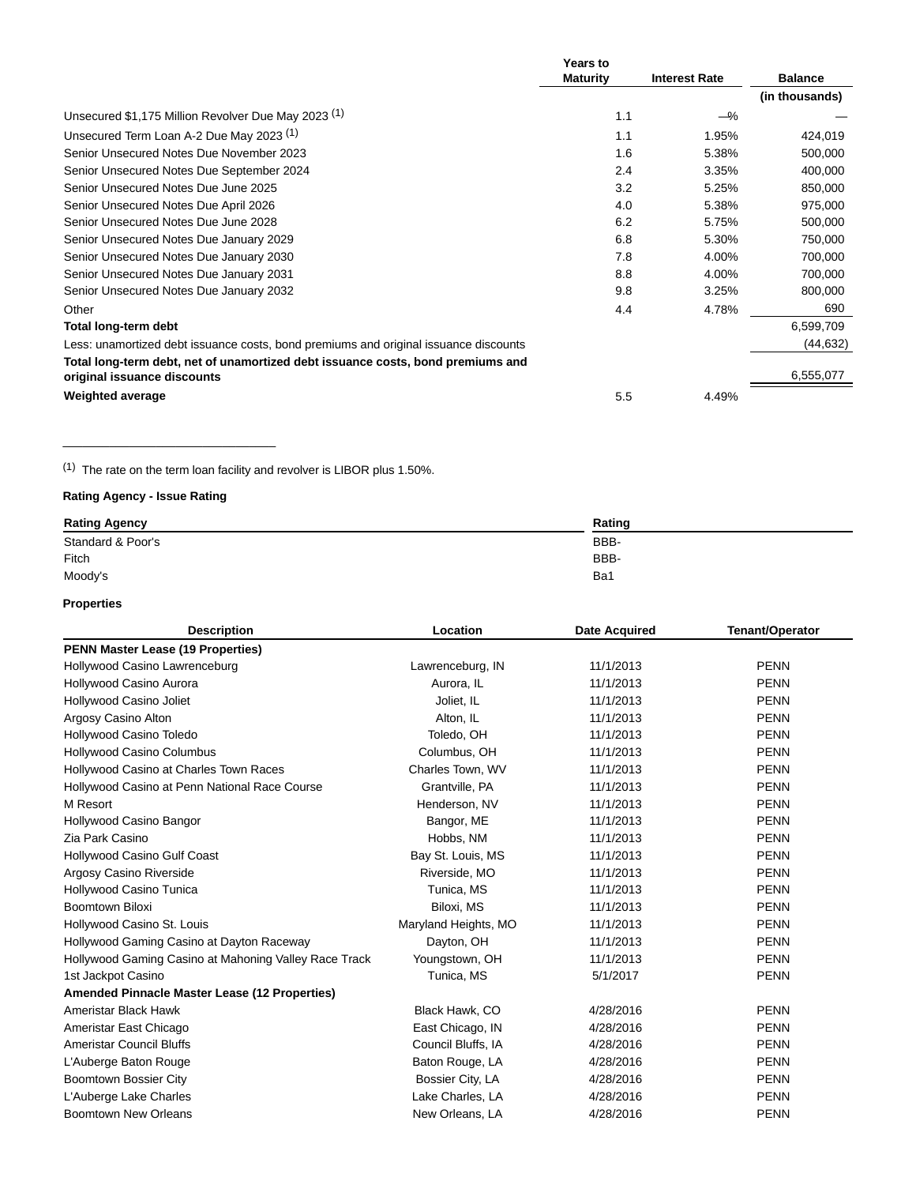| | Years to Maturity | Interest Rate | Balance |
|---|---|---|---|
| | | | (in thousands) |
| Unsecured $1,175 Million Revolver Due May 2023 [(1)] | 1.1 | —% | — |
| Unsecured Term Loan A-2 Due May 2023 [(1)] | 1.1 | 1.95% | 424,019 |
| Senior Unsecured Notes Due November 2023 | 1.6 | 5.38% | 500,000 |
| Senior Unsecured Notes Due September 2024 | 2.4 | 3.35% | 400,000 |
| Senior Unsecured Notes Due June 2025 | 3.2 | 5.25% | 850,000 |
| Senior Unsecured Notes Due April 2026 | 4.0 | 5.38% | 975,000 |
| Senior Unsecured Notes Due June 2028 | 6.2 | 5.75% | 500,000 |
| Senior Unsecured Notes Due January 2029 | 6.8 | 5.30% | 750,000 |
| Senior Unsecured Notes Due January 2030 | 7.8 | 4.00% | 700,000 |
| Senior Unsecured Notes Due January 2031 | 8.8 | 4.00% | 700,000 |
| Senior Unsecured Notes Due January 2032 | 9.8 | 3.25% | 800,000 |
| Other | 4.4 | 4.78% | 690 |
| **Total long-term debt** | | | 6,599,709 |
| Less: unamortized debt issuance costs, bond premiums and original issuance discounts | | | (44,632) |
| **Total long-term debt, net of unamortized debt issuance costs, bond premiums and original issuance discounts** | | | 6,555,077 |
| **Weighted average** | 5.5 | 4.49% | |

(1) The rate on the term loan facility and revolver is LIBOR plus 1.50%.

**Rating Agency - Issue Rating**

| Rating Agency | Rating |
|---|---|
| Standard & Poor's | BBB- |
| Fitch | BBB- |
| Moody's | Ba1 |

**Properties**

| Description | Location | Date Acquired | Tenant/Operator |
|---|---|---|---|
| **PENN Master Lease (19 Properties)** | | | |
| Hollywood Casino Lawrenceburg | Lawrenceburg, IN | 11/1/2013 | PENN |
| Hollywood Casino Aurora | Aurora, IL | 11/1/2013 | PENN |
| Hollywood Casino Joliet | Joliet, IL | 11/1/2013 | PENN |
| Argosy Casino Alton | Alton, IL | 11/1/2013 | PENN |
| Hollywood Casino Toledo | Toledo, OH | 11/1/2013 | PENN |
| Hollywood Casino Columbus | Columbus, OH | 11/1/2013 | PENN |
| Hollywood Casino at Charles Town Races | Charles Town, WV | 11/1/2013 | PENN |
| Hollywood Casino at Penn National Race Course | Grantville, PA | 11/1/2013 | PENN |
| M Resort | Henderson, NV | 11/1/2013 | PENN |
| Hollywood Casino Bangor | Bangor, ME | 11/1/2013 | PENN |
| Zia Park Casino | Hobbs, NM | 11/1/2013 | PENN |
| Hollywood Casino Gulf Coast | Bay St. Louis, MS | 11/1/2013 | PENN |
| Argosy Casino Riverside | Riverside, MO | 11/1/2013 | PENN |
| Hollywood Casino Tunica | Tunica, MS | 11/1/2013 | PENN |
| Boomtown Biloxi | Biloxi, MS | 11/1/2013 | PENN |
| Hollywood Casino St. Louis | Maryland Heights, MO | 11/1/2013 | PENN |
| Hollywood Gaming Casino at Dayton Raceway | Dayton, OH | 11/1/2013 | PENN |
| Hollywood Gaming Casino at Mahoning Valley Race Track | Youngstown, OH | 11/1/2013 | PENN |
| 1st Jackpot Casino | Tunica, MS | 5/1/2017 | PENN |
| **Amended Pinnacle Master Lease (12 Properties)** | | | |
| Ameristar Black Hawk | Black Hawk, CO | 4/28/2016 | PENN |
| Ameristar East Chicago | East Chicago, IN | 4/28/2016 | PENN |
| Ameristar Council Bluffs | Council Bluffs, IA | 4/28/2016 | PENN |
| L'Auberge Baton Rouge | Baton Rouge, LA | 4/28/2016 | PENN |
| Boomtown Bossier City | Bossier City, LA | 4/28/2016 | PENN |
| L'Auberge Lake Charles | Lake Charles, LA | 4/28/2016 | PENN |
| Boomtown New Orleans | New Orleans, LA | 4/28/2016 | PENN |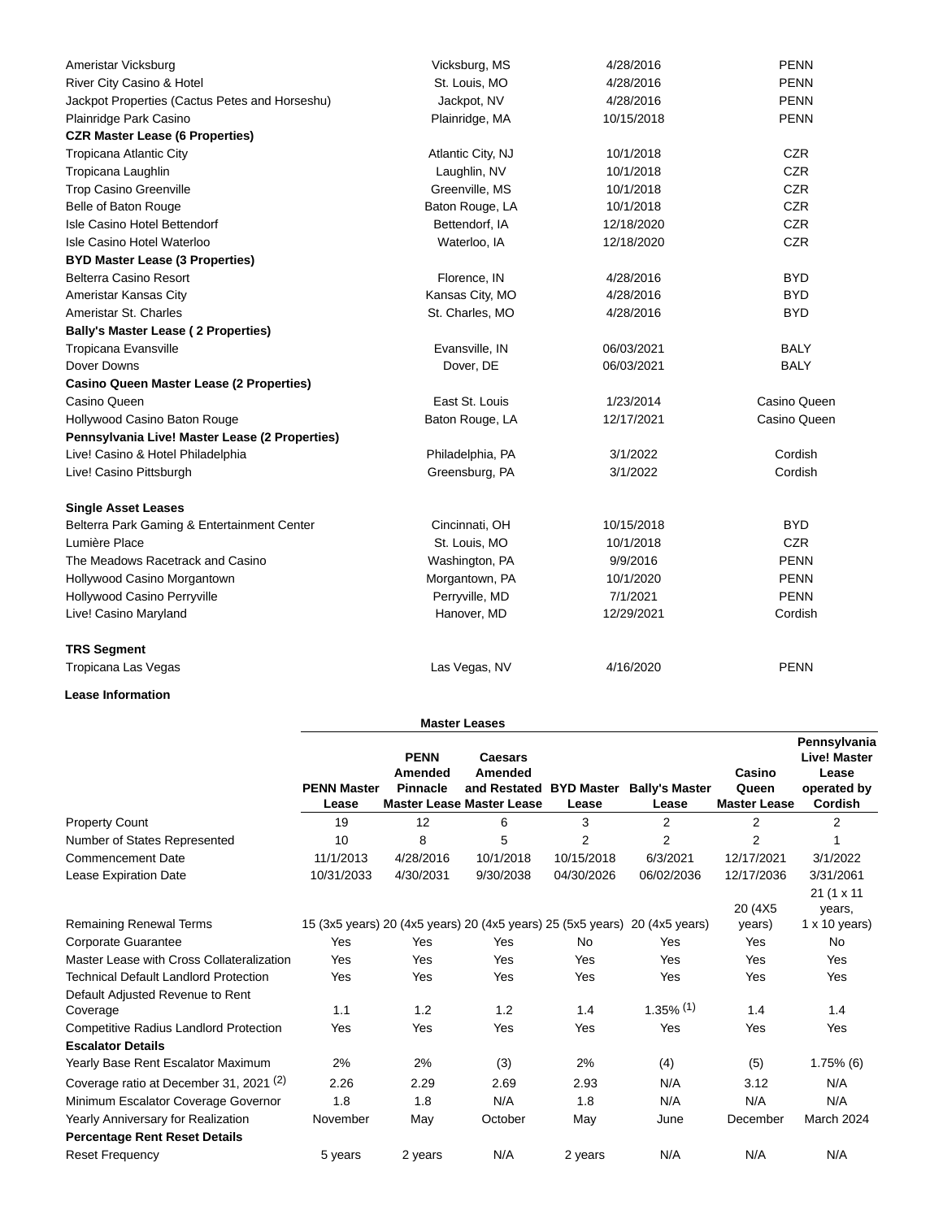| | | | |
|---|---|---|---|
| Ameristar Vicksburg | Vicksburg, MS | 4/28/2016 | PENN |
| River City Casino & Hotel | St. Louis, MO | 4/28/2016 | PENN |
| Jackpot Properties (Cactus Petes and Horseshu) | Jackpot, NV | 4/28/2016 | PENN |
| Plainridge Park Casino | Plainridge, MA | 10/15/2018 | PENN |
| **CZR Master Lease (6 Properties)** | | | |
| Tropicana Atlantic City | Atlantic City, NJ | 10/1/2018 | CZR |
| Tropicana Laughlin | Laughlin, NV | 10/1/2018 | CZR |
| Trop Casino Greenville | Greenville, MS | 10/1/2018 | CZR |
| Belle of Baton Rouge | Baton Rouge, LA | 10/1/2018 | CZR |
| Isle Casino Hotel Bettendorf | Bettendorf, IA | 12/18/2020 | CZR |
| Isle Casino Hotel Waterloo | Waterloo, IA | 12/18/2020 | CZR |
| **BYD Master Lease (3 Properties)** | | | |
| Belterra Casino Resort | Florence, IN | 4/28/2016 | BYD |
| Ameristar Kansas City | Kansas City, MO | 4/28/2016 | BYD |
| Ameristar St. Charles | St. Charles, MO | 4/28/2016 | BYD |
| **Bally's Master Lease ( 2 Properties)** | | | |
| Tropicana Evansville | Evansville, IN | 06/03/2021 | BALY |
| Dover Downs | Dover, DE | 06/03/2021 | BALY |
| **Casino Queen Master Lease (2 Properties)** | | | |
| Casino Queen | East St. Louis | 1/23/2014 | Casino Queen |
| Hollywood Casino Baton Rouge | Baton Rouge, LA | 12/17/2021 | Casino Queen |
| **Pennsylvania Live! Master Lease (2 Properties)** | | | |
| Live! Casino & Hotel Philadelphia | Philadelphia, PA | 3/1/2022 | Cordish |
| Live! Casino Pittsburgh | Greensburg, PA | 3/1/2022 | Cordish |
| | | | |
| **Single Asset Leases** | | | |
| Belterra Park Gaming & Entertainment Center | Cincinnati, OH | 10/15/2018 | BYD |
| Lumière Place | St. Louis, MO | 10/1/2018 | CZR |
| The Meadows Racetrack and Casino | Washington, PA | 9/9/2016 | PENN |
| Hollywood Casino Morgantown | Morgantown, PA | 10/1/2020 | PENN |
| Hollywood Casino Perryville | Perryville, MD | 7/1/2021 | PENN |
| Live! Casino Maryland | Hanover, MD | 12/29/2021 | Cordish |
| | | | |
| **TRS Segment** | | | |
| Tropicana Las Vegas | Las Vegas, NV | 4/16/2020 | PENN |

**Lease Information**

| | Master Leases | | | | | | |
|---|---|---|---|---|---|---|---|
| | **PENN Master Lease** | **PENN Amended Pinnacle Master Lease** | **Caesars Amended and Restated Master Lease** | **BYD Master Lease** | **Bally's Master Lease** | **Casino Queen Master Lease** | **Pennsylvania Live! Master Lease operated by Cordish** |
| Property Count | 19 | 12 | 6 | 3 | 2 | 2 | 2 |
| Number of States Represented | 10 | 8 | 5 | 2 | 2 | 2 | 1 |
| Commencement Date | 11/1/2013 | 4/28/2016 | 10/1/2018 | 10/15/2018 | 6/3/2021 | 12/17/2021 | 3/1/2022 |
| Lease Expiration Date | 10/31/2033 | 4/30/2031 | 9/30/2038 | 04/30/2026 | 06/02/2036 | 12/17/2036 | 3/31/2061 |
| Remaining Renewal Terms | 15 (3x5 years) | 20 (4x5 years) | 20 (4x5 years) | 25 (5x5 years) | 20 (4x5 years) | 20 (4X5 years) | 21 (1 x 11 years, 1 x 10 years) |
| Corporate Guarantee | Yes | Yes | Yes | No | Yes | Yes | No |
| Master Lease with Cross Collateralization | Yes | Yes | Yes | Yes | Yes | Yes | Yes |
| Technical Default Landlord Protection | Yes | Yes | Yes | Yes | Yes | Yes | Yes |
| Default Adjusted Revenue to Rent Coverage | 1.1 | 1.2 | 1.2 | 1.4 | 1.35% (1) | 1.4 | 1.4 |
| Competitive Radius Landlord Protection | Yes | Yes | Yes | Yes | Yes | Yes | Yes |
| **Escalator Details** | | | | | | | |
| Yearly Base Rent Escalator Maximum | 2% | 2% | (3) | 2% | (4) | (5) | 1.75% (6) |
| Coverage ratio at December 31, 2021 (2) | 2.26 | 2.29 | 2.69 | 2.93 | N/A | 3.12 | N/A |
| Minimum Escalator Coverage Governor | 1.8 | 1.8 | N/A | 1.8 | N/A | N/A | N/A |
| Yearly Anniversary for Realization | November | May | October | May | June | December | March 2024 |
| **Percentage Rent Reset Details** | | | | | | | |
| Reset Frequency | 5 years | 2 years | N/A | 2 years | N/A | N/A | N/A |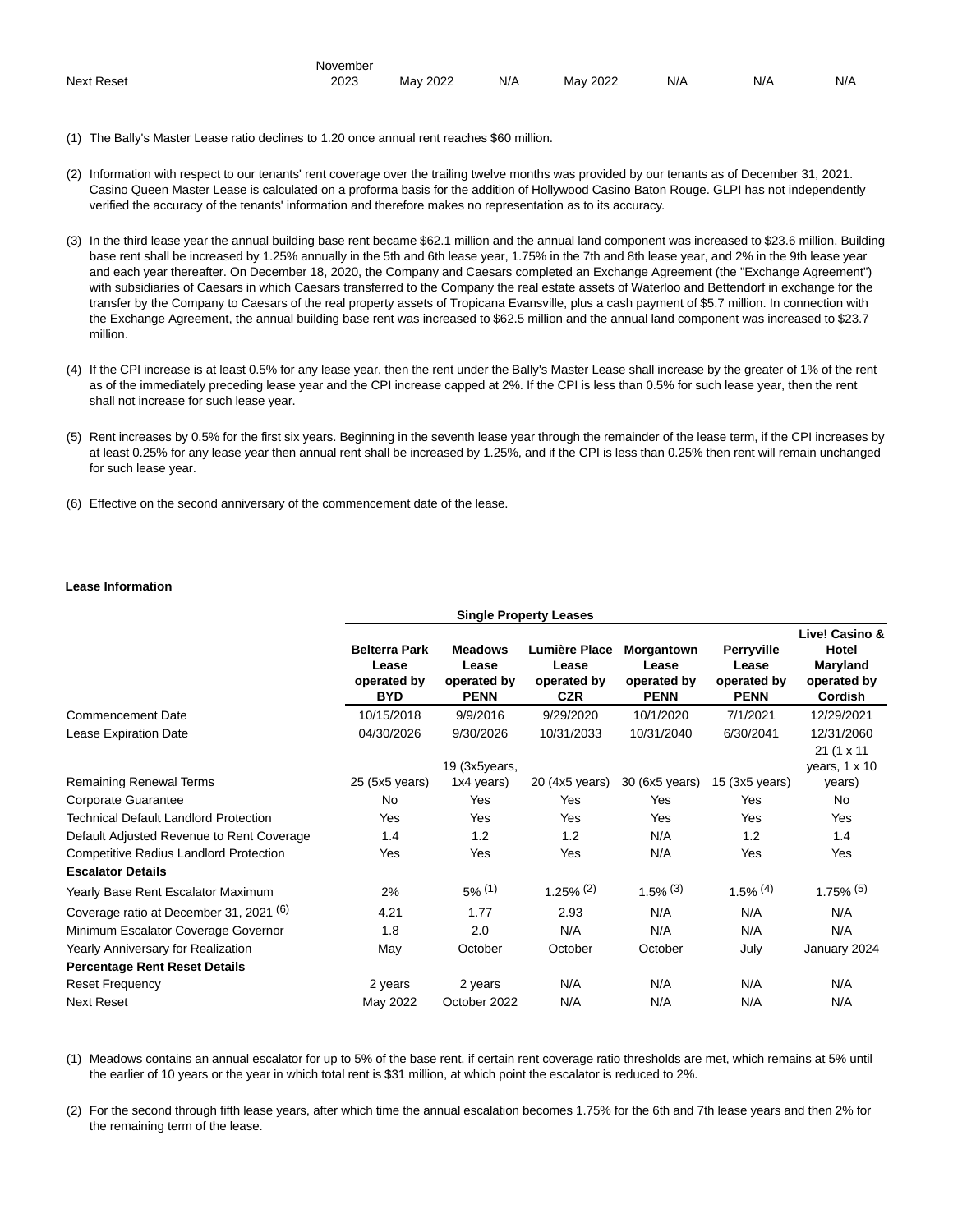| | | | | | | | |
|---|---|---|---|---|---|---|---|
| Next Reset | November 2023 | May 2022 | N/A | May 2022 | N/A | N/A | N/A |

(1) The Bally's Master Lease ratio declines to 1.20 once annual rent reaches $60 million.

(2) Information with respect to our tenants' rent coverage over the trailing twelve months was provided by our tenants as of December 31, 2021. Casino Queen Master Lease is calculated on a proforma basis for the addition of Hollywood Casino Baton Rouge. GLPI has not independently verified the accuracy of the tenants' information and therefore makes no representation as to its accuracy.

(3) In the third lease year the annual building base rent became $62.1 million and the annual land component was increased to $23.6 million. Building base rent shall be increased by 1.25% annually in the 5th and 6th lease year, 1.75% in the 7th and 8th lease year, and 2% in the 9th lease year and each year thereafter. On December 18, 2020, the Company and Caesars completed an Exchange Agreement (the "Exchange Agreement") with subsidiaries of Caesars in which Caesars transferred to the Company the real estate assets of Waterloo and Bettendorf in exchange for the transfer by the Company to Caesars of the real property assets of Tropicana Evansville, plus a cash payment of $5.7 million. In connection with the Exchange Agreement, the annual building base rent was increased to $62.5 million and the annual land component was increased to $23.7 million.

(4) If the CPI increase is at least 0.5% for any lease year, then the rent under the Bally's Master Lease shall increase by the greater of 1% of the rent as of the immediately preceding lease year and the CPI increase capped at 2%. If the CPI is less than 0.5% for such lease year, then the rent shall not increase for such lease year.

(5) Rent increases by 0.5% for the first six years. Beginning in the seventh lease year through the remainder of the lease term, if the CPI increases by at least 0.25% for any lease year then annual rent shall be increased by 1.25%, and if the CPI is less than 0.25% then rent will remain unchanged for such lease year.

(6) Effective on the second anniversary of the commencement date of the lease.

**Lease Information**

| | Single Property Leases | | | | | |
|---|---|---|---|---|---|---|
| | **Belterra Park Lease operated by BYD** | **Meadows Lease operated by PENN** | **Lumière Place Lease operated by CZR** | **Morgantown Lease operated by PENN** | **Perryville Lease operated by PENN** | **Live! Casino & Hotel Maryland operated by Cordish** |
| Commencement Date | 10/15/2018 | 9/9/2016 | 9/29/2020 | 10/1/2020 | 7/1/2021 | 12/29/2021 |
| Lease Expiration Date | 04/30/2026 | 9/30/2026 | 10/31/2033 | 10/31/2040 | 6/30/2041 | 12/31/2060 |
| Remaining Renewal Terms | 25 (5x5 years) | 19 (3x5years, 1x4 years) | 20 (4x5 years) | 30 (6x5 years) | 15 (3x5 years) | 21 (1 x 11 years, 1 x 10 years) |
| Corporate Guarantee | No | Yes | Yes | Yes | Yes | No |
| Technical Default Landlord Protection | Yes | Yes | Yes | Yes | Yes | Yes |
| Default Adjusted Revenue to Rent Coverage | 1.4 | 1.2 | 1.2 | N/A | 1.2 | 1.4 |
| Competitive Radius Landlord Protection | Yes | Yes | Yes | N/A | Yes | Yes |
| **Escalator Details** | | | | | | |
| Yearly Base Rent Escalator Maximum | 2% | 5% (1) | 1.25% (2) | 1.5% (3) | 1.5% (4) | 1.75% (5) |
| Coverage ratio at December 31, 2021 (6) | 4.21 | 1.77 | 2.93 | N/A | N/A | N/A |
| Minimum Escalator Coverage Governor | 1.8 | 2.0 | N/A | N/A | N/A | N/A |
| Yearly Anniversary for Realization | May | October | October | October | July | January 2024 |
| **Percentage Rent Reset Details** | | | | | | |
| Reset Frequency | 2 years | 2 years | N/A | N/A | N/A | N/A |
| Next Reset | May 2022 | October 2022 | N/A | N/A | N/A | N/A |

(1) Meadows contains an annual escalator for up to 5% of the base rent, if certain rent coverage ratio thresholds are met, which remains at 5% until the earlier of 10 years or the year in which total rent is $31 million, at which point the escalator is reduced to 2%.

(2) For the second through fifth lease years, after which time the annual escalation becomes 1.75% for the 6th and 7th lease years and then 2% for the remaining term of the lease.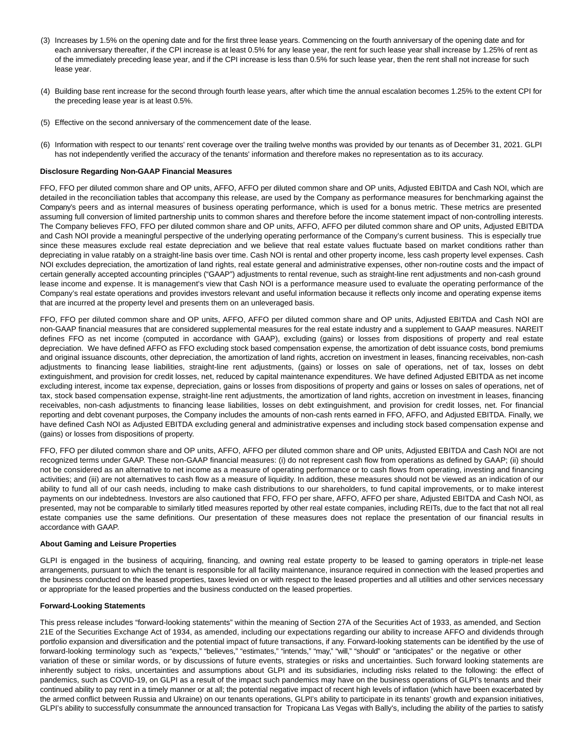(3) Increases by 1.5% on the opening date and for the first three lease years. Commencing on the fourth anniversary of the opening date and for each anniversary thereafter, if the CPI increase is at least 0.5% for any lease year, the rent for such lease year shall increase by 1.25% of rent as of the immediately preceding lease year, and if the CPI increase is less than 0.5% for such lease year, then the rent shall not increase for such lease year.

(4) Building base rent increase for the second through fourth lease years, after which time the annual escalation becomes 1.25% to the extent CPI for the preceding lease year is at least 0.5%.

(5) Effective on the second anniversary of the commencement date of the lease.

(6) Information with respect to our tenants' rent coverage over the trailing twelve months was provided by our tenants as of December 31, 2021. GLPI has not independently verified the accuracy of the tenants' information and therefore makes no representation as to its accuracy.

**Disclosure Regarding Non-GAAP Financial Measures**

FFO, FFO per diluted common share and OP units, AFFO, AFFO per diluted common share and OP units, Adjusted EBITDA and Cash NOI, which are detailed in the reconciliation tables that accompany this release, are used by the Company as performance measures for benchmarking against the Company's peers and as internal measures of business operating performance, which is used for a bonus metric. These metrics are presented assuming full conversion of limited partnership units to common shares and therefore before the income statement impact of non-controlling interests. The Company believes FFO, FFO per diluted common share and OP units, AFFO, AFFO per diluted common share and OP units, Adjusted EBITDA and Cash NOI provide a meaningful perspective of the underlying operating performance of the Company's current business. This is especially true since these measures exclude real estate depreciation and we believe that real estate values fluctuate based on market conditions rather than depreciating in value ratably on a straight-line basis over time. Cash NOI is rental and other property income, less cash property level expenses. Cash NOI excludes depreciation, the amortization of land rights, real estate general and administrative expenses, other non-routine costs and the impact of certain generally accepted accounting principles ("GAAP") adjustments to rental revenue, such as straight-line rent adjustments and non-cash ground lease income and expense. It is management's view that Cash NOI is a performance measure used to evaluate the operating performance of the Company's real estate operations and provides investors relevant and useful information because it reflects only income and operating expense items that are incurred at the property level and presents them on an unleveraged basis.

FFO, FFO per diluted common share and OP units, AFFO, AFFO per diluted common share and OP units, Adjusted EBITDA and Cash NOI are non-GAAP financial measures that are considered supplemental measures for the real estate industry and a supplement to GAAP measures. NAREIT defines FFO as net income (computed in accordance with GAAP), excluding (gains) or losses from dispositions of property and real estate depreciation. We have defined AFFO as FFO excluding stock based compensation expense, the amortization of debt issuance costs, bond premiums and original issuance discounts, other depreciation, the amortization of land rights, accretion on investment in leases, financing receivables, non-cash adjustments to financing lease liabilities, straight-line rent adjustments, (gains) or losses on sale of operations, net of tax, losses on debt extinguishment, and provision for credit losses, net, reduced by capital maintenance expenditures. We have defined Adjusted EBITDA as net income excluding interest, income tax expense, depreciation, gains or losses from dispositions of property and gains or losses on sales of operations, net of tax, stock based compensation expense, straight-line rent adjustments, the amortization of land rights, accretion on investment in leases, financing receivables, non-cash adjustments to financing lease liabilities, losses on debt extinguishment, and provision for credit losses, net. For financial reporting and debt covenant purposes, the Company includes the amounts of non-cash rents earned in FFO, AFFO, and Adjusted EBITDA. Finally, we have defined Cash NOI as Adjusted EBITDA excluding general and administrative expenses and including stock based compensation expense and (gains) or losses from dispositions of property.

FFO, FFO per diluted common share and OP units, AFFO, AFFO per diluted common share and OP units, Adjusted EBITDA and Cash NOI are not recognized terms under GAAP. These non-GAAP financial measures: (i) do not represent cash flow from operations as defined by GAAP; (ii) should not be considered as an alternative to net income as a measure of operating performance or to cash flows from operating, investing and financing activities; and (iii) are not alternatives to cash flow as a measure of liquidity. In addition, these measures should not be viewed as an indication of our ability to fund all of our cash needs, including to make cash distributions to our shareholders, to fund capital improvements, or to make interest payments on our indebtedness. Investors are also cautioned that FFO, FFO per share, AFFO, AFFO per share, Adjusted EBITDA and Cash NOI, as presented, may not be comparable to similarly titled measures reported by other real estate companies, including REITs, due to the fact that not all real estate companies use the same definitions. Our presentation of these measures does not replace the presentation of our financial results in accordance with GAAP.

**About Gaming and Leisure Properties**

GLPI is engaged in the business of acquiring, financing, and owning real estate property to be leased to gaming operators in triple-net lease arrangements, pursuant to which the tenant is responsible for all facility maintenance, insurance required in connection with the leased properties and the business conducted on the leased properties, taxes levied on or with respect to the leased properties and all utilities and other services necessary or appropriate for the leased properties and the business conducted on the leased properties.

**Forward-Looking Statements**

This press release includes "forward-looking statements" within the meaning of Section 27A of the Securities Act of 1933, as amended, and Section 21E of the Securities Exchange Act of 1934, as amended, including our expectations regarding our ability to increase AFFO and dividends through portfolio expansion and diversification and the potential impact of future transactions, if any. Forward-looking statements can be identified by the use of forward-looking terminology such as "expects," "believes," "estimates," "intends," "may," "will," "should" or "anticipates" or the negative or other variation of these or similar words, or by discussions of future events, strategies or risks and uncertainties. Such forward looking statements are inherently subject to risks, uncertainties and assumptions about GLPI and its subsidiaries, including risks related to the following: the effect of pandemics, such as COVID-19, on GLPI as a result of the impact such pandemics may have on the business operations of GLPI's tenants and their continued ability to pay rent in a timely manner or at all; the potential negative impact of recent high levels of inflation (which have been exacerbated by the armed conflict between Russia and Ukraine) on our tenants operations, GLPI's ability to participate in its tenants' growth and expansion initiatives, GLPI's ability to successfully consummate the announced transaction for Tropicana Las Vegas with Bally's, including the ability of the parties to satisfy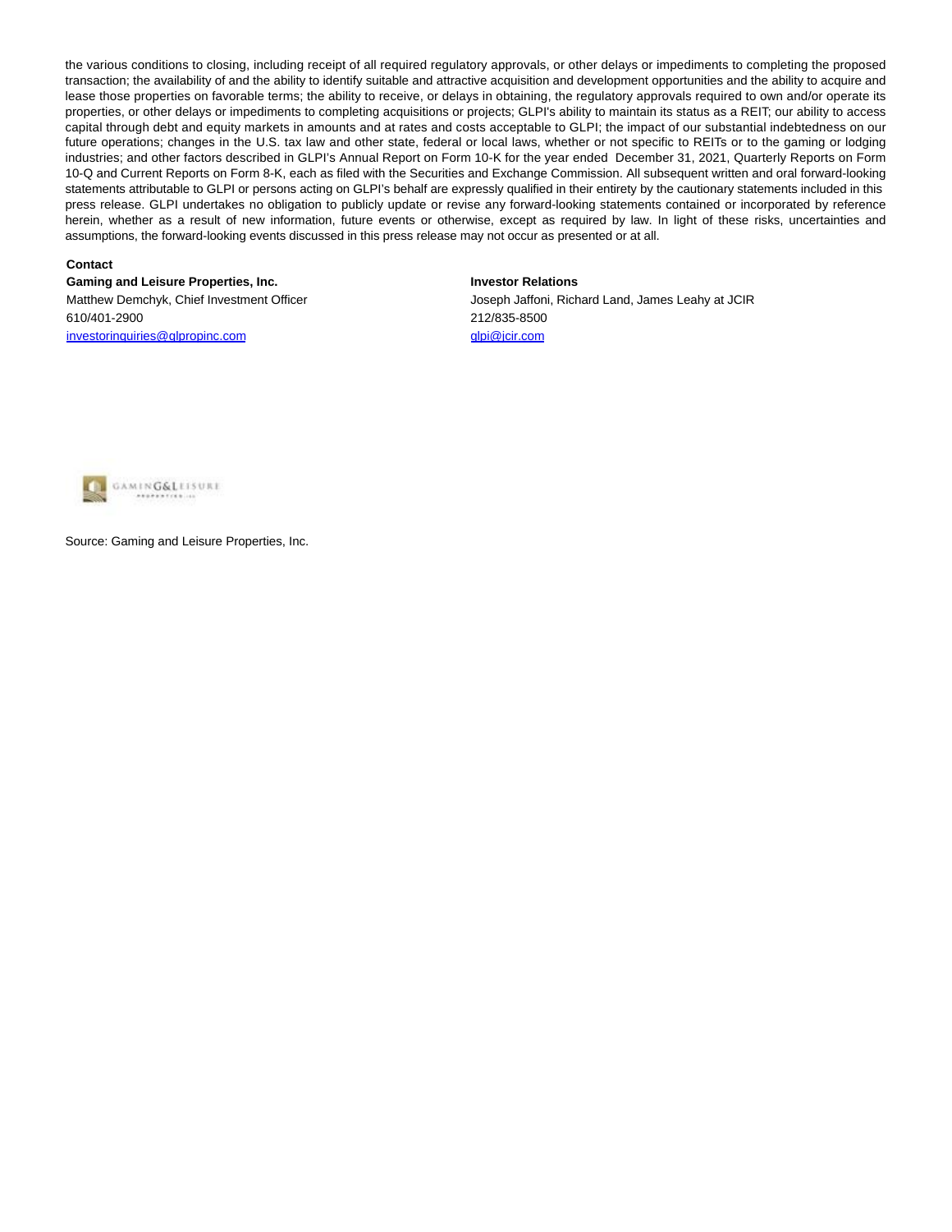the various conditions to closing, including receipt of all required regulatory approvals, or other delays or impediments to completing the proposed transaction; the availability of and the ability to identify suitable and attractive acquisition and development opportunities and the ability to acquire and lease those properties on favorable terms; the ability to receive, or delays in obtaining, the regulatory approvals required to own and/or operate its properties, or other delays or impediments to completing acquisitions or projects; GLPI's ability to maintain its status as a REIT; our ability to access capital through debt and equity markets in amounts and at rates and costs acceptable to GLPI; the impact of our substantial indebtedness on our future operations; changes in the U.S. tax law and other state, federal or local laws, whether or not specific to REITs or to the gaming or lodging industries; and other factors described in GLPI's Annual Report on Form 10-K for the year ended December 31, 2021, Quarterly Reports on Form 10-Q and Current Reports on Form 8-K, each as filed with the Securities and Exchange Commission. All subsequent written and oral forward-looking statements attributable to GLPI or persons acting on GLPI's behalf are expressly qualified in their entirety by the cautionary statements included in this press release. GLPI undertakes no obligation to publicly update or revise any forward-looking statements contained or incorporated by reference herein, whether as a result of new information, future events or otherwise, except as required by law. In light of these risks, uncertainties and assumptions, the forward-looking events discussed in this press release may not occur as presented or at all.

**Contact**

**Gaming and Leisure Properties, Inc.**
Matthew Demchyk, Chief Investment Officer
610/401-2900
investorinquiries@glpropinc.com

**Investor Relations**
Joseph Jaffoni, Richard Land, James Leahy at JCIR
212/835-8500
glpi@jcir.com

Source: Gaming and Leisure Properties, Inc.